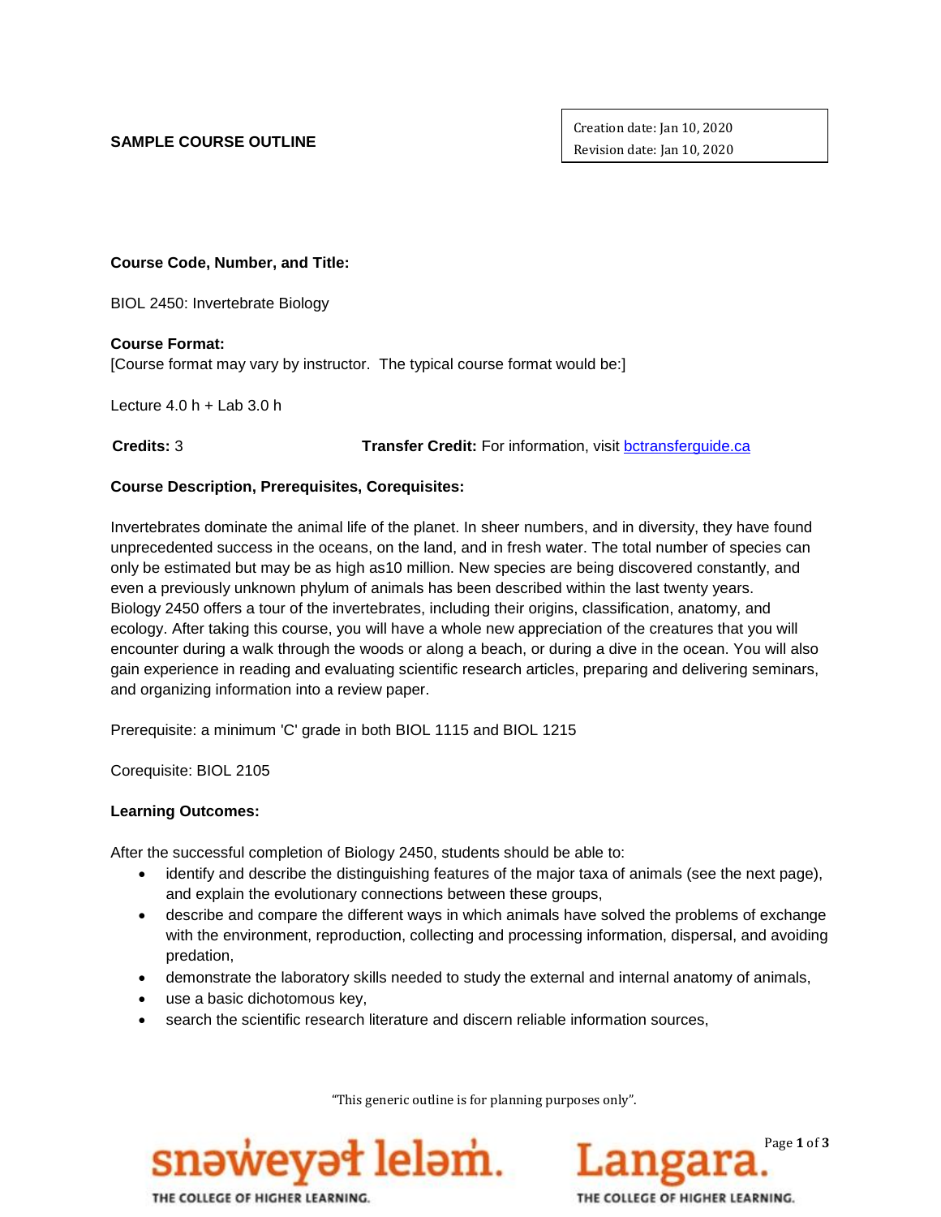**SAMPLE COURSE OUTLINE**

Creation date: Jan 10, 2020
Revision date: Jan 10, 2020

**Course Code, Number, and Title:**

BIOL 2450: Invertebrate Biology

**Course Format:**
[Course format may vary by instructor. The typical course format would be:]

Lecture 4.0 h + Lab 3.0 h

**Credits:** 3 **Transfer Credit:** For information, visit [bctransferguide.ca](bctransferguide.ca)

**Course Description, Prerequisites, Corequisites:**

Invertebrates dominate the animal life of the planet. In sheer numbers, and in diversity, they have found unprecedented success in the oceans, on the land, and in fresh water. The total number of species can only be estimated but may be as high as10 million. New species are being discovered constantly, and even a previously unknown phylum of animals has been described within the last twenty years.
Biology 2450 offers a tour of the invertebrates, including their origins, classification, anatomy, and ecology. After taking this course, you will have a whole new appreciation of the creatures that you will encounter during a walk through the woods or along a beach, or during a dive in the ocean. You will also gain experience in reading and evaluating scientific research articles, preparing and delivering seminars, and organizing information into a review paper.

Prerequisite: a minimum 'C' grade in both BIOL 1115 and BIOL 1215

Corequisite: BIOL 2105

**Learning Outcomes:**

After the successful completion of Biology 2450, students should be able to:

- identify and describe the distinguishing features of the major taxa of animals (see the next page), and explain the evolutionary connections between these groups,
- describe and compare the different ways in which animals have solved the problems of exchange with the environment, reproduction, collecting and processing information, dispersal, and avoiding predation,
- demonstrate the laboratory skills needed to study the external and internal anatomy of animals,
- use a basic dichotomous key,
- search the scientific research literature and discern reliable information sources,

"This generic outline is for planning purposes only".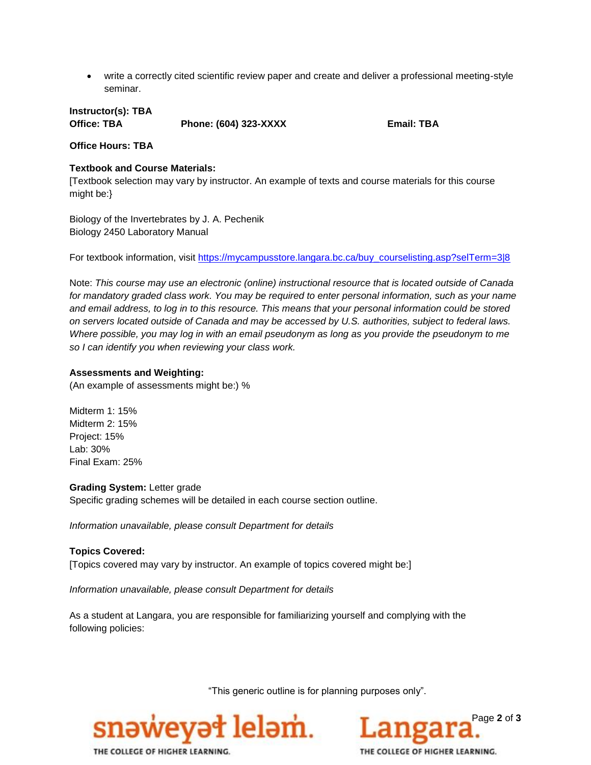- write a correctly cited scientific review paper and create and deliver a professional meeting-style seminar.

**Instructor(s): TBA**
**Office: TBA** **Phone: (604) 323-XXXX** **Email: TBA**

**Office Hours: TBA**

**Textbook and Course Materials:**
[Textbook selection may vary by instructor. An example of texts and course materials for this course might be:}

Biology of the Invertebrates by J. A. Pechenik
Biology 2450 Laboratory Manual

For textbook information, visit https://mycampusstore.langara.bc.ca/buy_courselisting.asp?selTerm=3|8

Note: *This course may use an electronic (online) instructional resource that is located outside of Canada for mandatory graded class work. You may be required to enter personal information, such as your name and email address, to log in to this resource. This means that your personal information could be stored on servers located outside of Canada and may be accessed by U.S. authorities, subject to federal laws. Where possible, you may log in with an email pseudonym as long as you provide the pseudonym to me so I can identify you when reviewing your class work.*

**Assessments and Weighting:**
(An example of assessments might be:) %

Midterm 1: 15%
Midterm 2: 15%
Project: 15%
Lab: 30%
Final Exam: 25%

**Grading System:** Letter grade
Specific grading schemes will be detailed in each course section outline.

*Information unavailable, please consult Department for details*

**Topics Covered:**
[Topics covered may vary by instructor. An example of topics covered might be:]

*Information unavailable, please consult Department for details*

As a student at Langara, you are responsible for familiarizing yourself and complying with the following policies:

"This generic outline is for planning purposes only".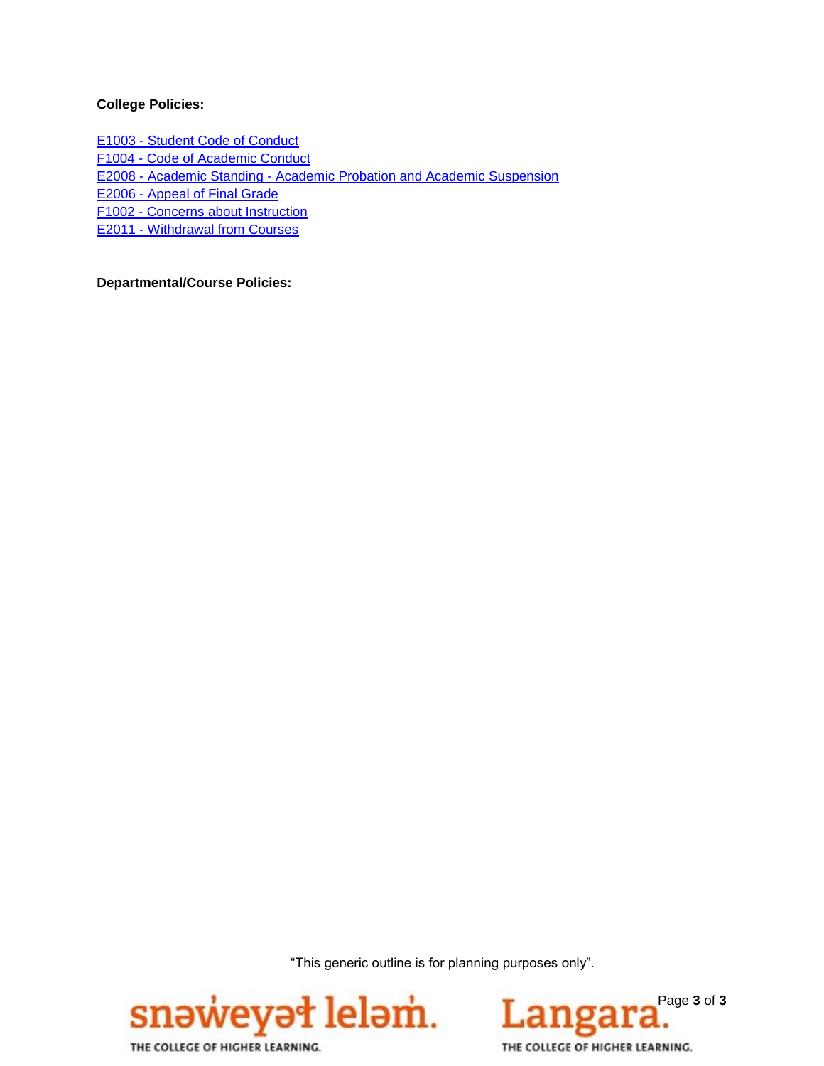**College Policies:**

E1003 - Student Code of Conduct
F1004 - Code of Academic Conduct
E2008 - Academic Standing - Academic Probation and Academic Suspension
E2006 - Appeal of Final Grade
F1002 - Concerns about Instruction
E2011 - Withdrawal from Courses

**Departmental/Course Policies:**

“This generic outline is for planning purposes only”.